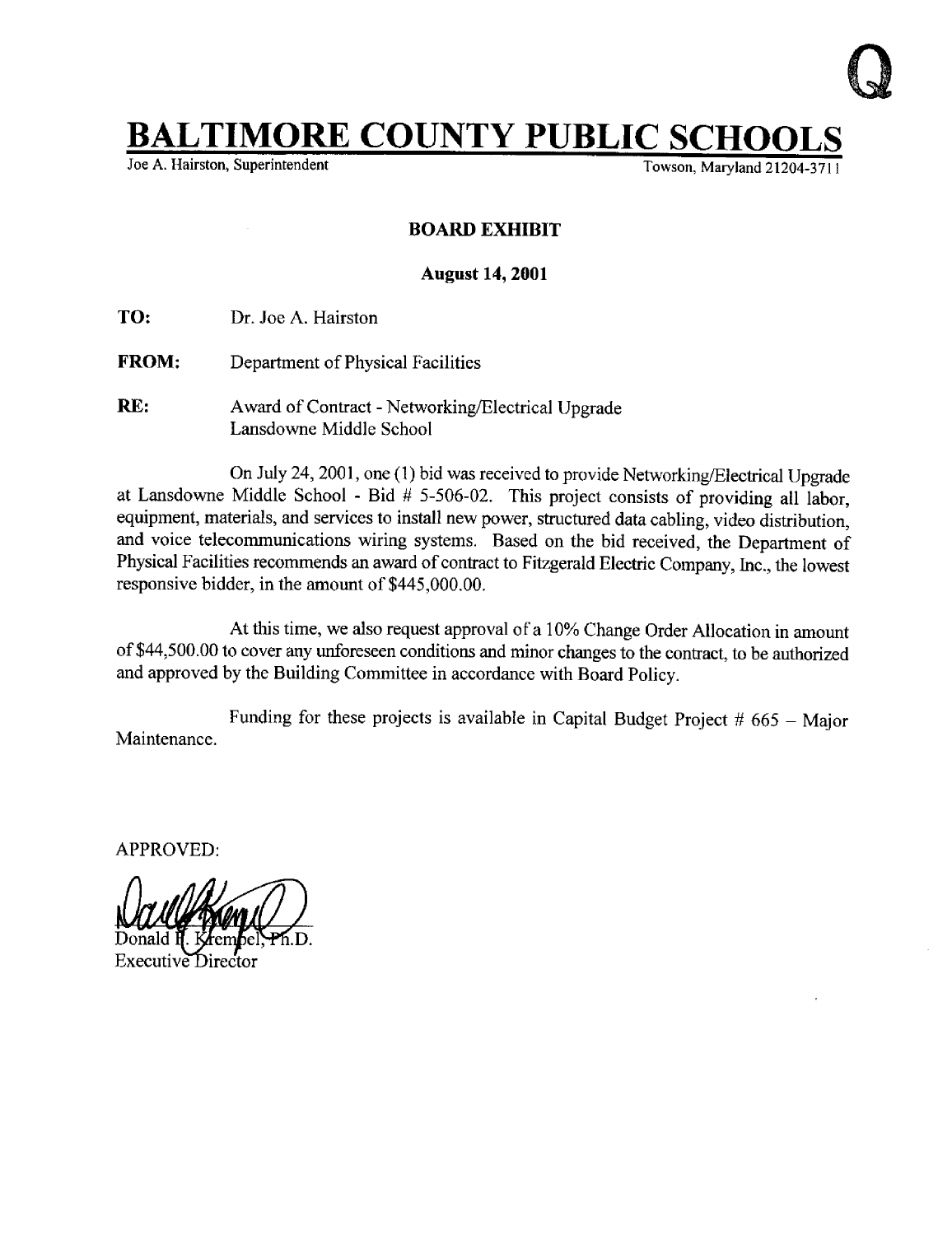Q

# BALTIMORE COUNTY PUBLIC SCHOOLS

Joe A. Hairston, Superintendent　　　　　　　　　　　　　　　　　Towson, Maryland 21204-3711

## BOARD EXHIBIT

**August 14, 2001**

**TO:** Dr. Joe A. Hairston

**FROM:** Department of Physical Facilities

**RE:** Award of Contract - Networking/Electrical Upgrade
Lansdowne Middle School

On July 24, 2001, one (1) bid was received to provide Networking/Electrical Upgrade at Lansdowne Middle School - Bid # 5-506-02. This project consists of providing all labor, equipment, materials, and services to install new power, structured data cabling, video distribution, and voice telecommunications wiring systems. Based on the bid received, the Department of Physical Facilities recommends an award of contract to Fitzgerald Electric Company, Inc., the lowest responsive bidder, in the amount of $445,000.00.

At this time, we also request approval of a 10% Change Order Allocation in amount of $44,500.00 to cover any unforeseen conditions and minor changes to the contract, to be authorized and approved by the Building Committee in accordance with Board Policy.

Funding for these projects is available in Capital Budget Project # 665 – Major Maintenance.

APPROVED:

Donald H. Krempel, Ph.D.
Executive Director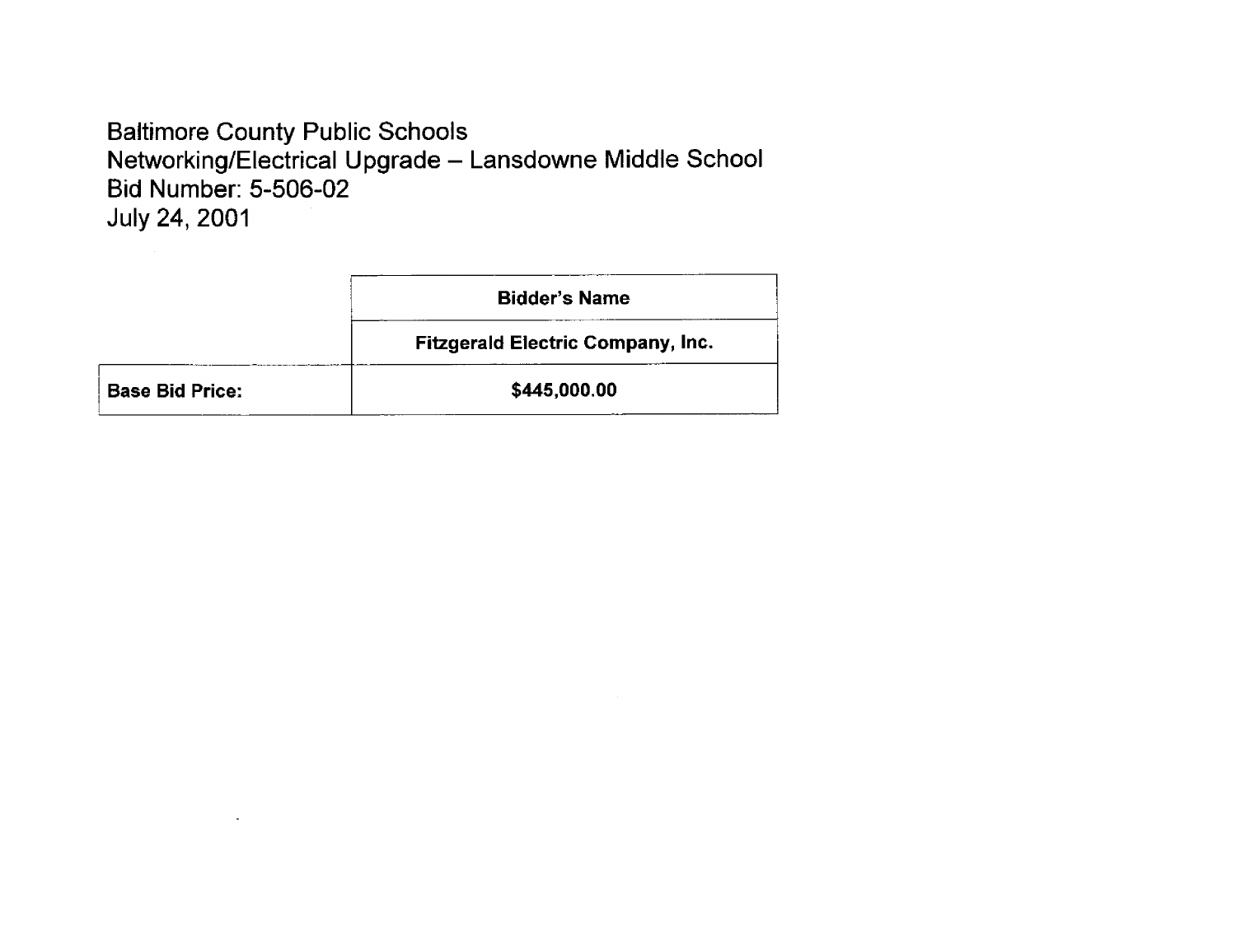Baltimore County Public Schools
Networking/Electrical Upgrade – Lansdowne Middle School
Bid Number: 5-506-02
July 24, 2001

| | **Bidder's Name** |
|---|---|
| | **Fitzgerald Electric Company, Inc.** |
| **Base Bid Price:** | **$445,000.00** |